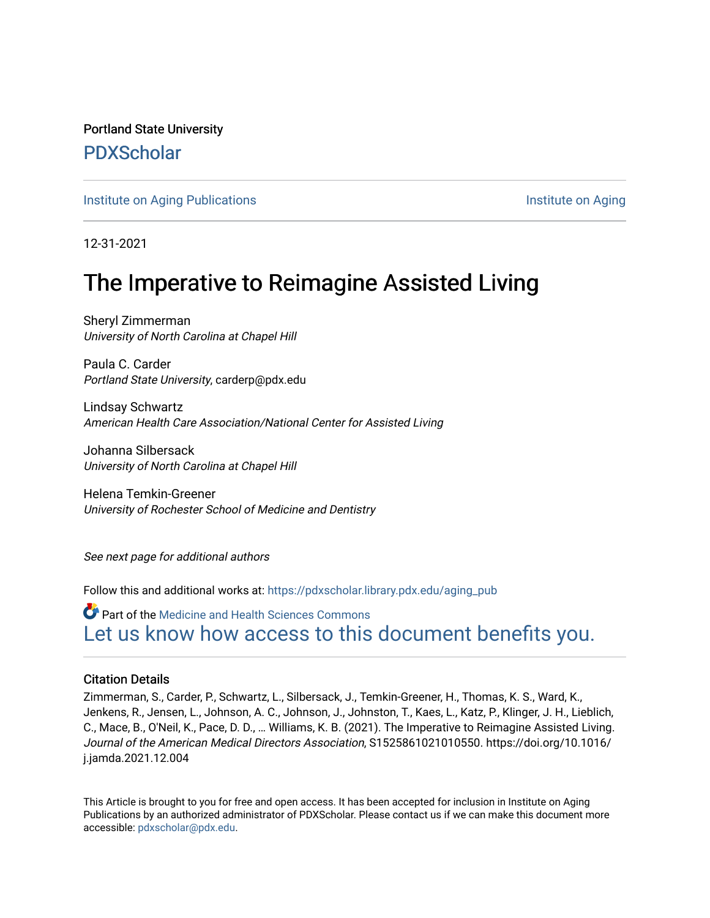Portland State University

# PDXScholar

Institute on Aging Publications

Institute on Aging

12-31-2021

# The Imperative to Reimagine Assisted Living

Sheryl Zimmerman
*University of North Carolina at Chapel Hill*

Paula C. Carder
*Portland State University*, carderp@pdx.edu

Lindsay Schwartz
*American Health Care Association/National Center for Assisted Living*

Johanna Silbersack
*University of North Carolina at Chapel Hill*

Helena Temkin-Greener
*University of Rochester School of Medicine and Dentistry*

*See next page for additional authors*

Follow this and additional works at: https://pdxscholar.library.pdx.edu/aging_pub

Part of the Medicine and Health Sciences Commons

Let us know how access to this document benefits you.

### Citation Details

Zimmerman, S., Carder, P., Schwartz, L., Silbersack, J., Temkin-Greener, H., Thomas, K. S., Ward, K., Jenkens, R., Jensen, L., Johnson, A. C., Johnson, J., Johnston, T., Kaes, L., Katz, P., Klinger, J. H., Lieblich, C., Mace, B., O'Neil, K., Pace, D. D., … Williams, K. B. (2021). The Imperative to Reimagine Assisted Living. *Journal of the American Medical Directors Association*, S1525861021010550. https://doi.org/10.1016/j.jamda.2021.12.004

This Article is brought to you for free and open access. It has been accepted for inclusion in Institute on Aging Publications by an authorized administrator of PDXScholar. Please contact us if we can make this document more accessible: pdxscholar@pdx.edu.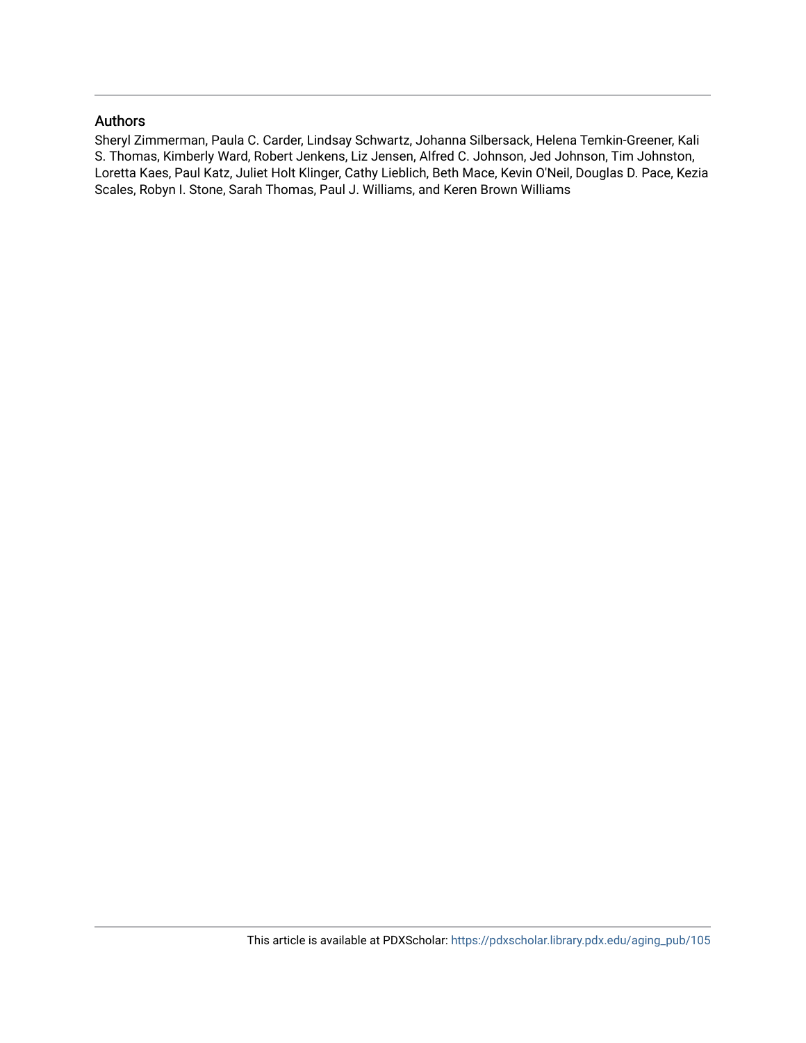## Authors

Sheryl Zimmerman, Paula C. Carder, Lindsay Schwartz, Johanna Silbersack, Helena Temkin-Greener, Kali S. Thomas, Kimberly Ward, Robert Jenkens, Liz Jensen, Alfred C. Johnson, Jed Johnson, Tim Johnston, Loretta Kaes, Paul Katz, Juliet Holt Klinger, Cathy Lieblich, Beth Mace, Kevin O'Neil, Douglas D. Pace, Kezia Scales, Robyn I. Stone, Sarah Thomas, Paul J. Williams, and Keren Brown Williams

This article is available at PDXScholar: https://pdxscholar.library.pdx.edu/aging_pub/105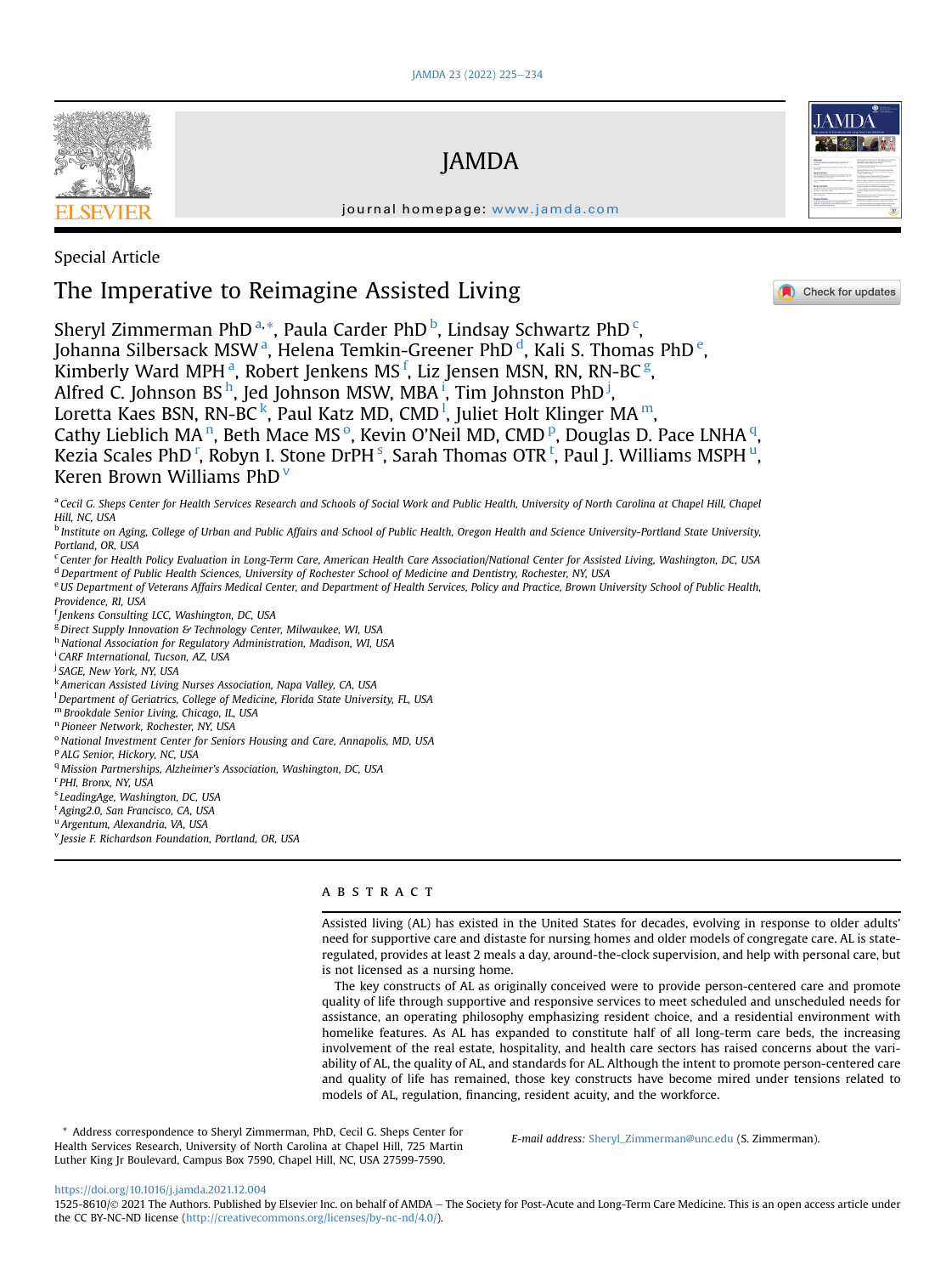Special Article

# The Imperative to Reimagine Assisted Living

Sheryl Zimmerman PhD [a,*], Paula Carder PhD [b], Lindsay Schwartz PhD [c], Johanna Silbersack MSW [a], Helena Temkin-Greener PhD [d], Kali S. Thomas PhD [e], Kimberly Ward MPH [a], Robert Jenkens MS [f], Liz Jensen MSN, RN, RN-BC [g], Alfred C. Johnson BS [h], Jed Johnson MSW, MBA [i], Tim Johnston PhD [j], Loretta Kaes BSN, RN-BC [k], Paul Katz MD, CMD [l], Juliet Holt Klinger MA [m], Cathy Lieblich MA [n], Beth Mace MS [o], Kevin O'Neil MD, CMD [p], Douglas D. Pace LNHA [q], Kezia Scales PhD [r], Robyn I. Stone DrPH [s], Sarah Thomas OTR [t], Paul J. Williams MSPH [u], Keren Brown Williams PhD [v]

[a] Cecil G. Sheps Center for Health Services Research and Schools of Social Work and Public Health, University of North Carolina at Chapel Hill, Chapel Hill, NC, USA
[b] Institute on Aging, College of Urban and Public Affairs and School of Public Health, Oregon Health and Science University-Portland State University, Portland, OR, USA
[c] Center for Health Policy Evaluation in Long-Term Care, American Health Care Association/National Center for Assisted Living, Washington, DC, USA
[d] Department of Public Health Sciences, University of Rochester School of Medicine and Dentistry, Rochester, NY, USA
[e] US Department of Veterans Affairs Medical Center, and Department of Health Services, Policy and Practice, Brown University School of Public Health, Providence, RI, USA
[f] Jenkens Consulting LCC, Washington, DC, USA
[g] Direct Supply Innovation & Technology Center, Milwaukee, WI, USA
[h] National Association for Regulatory Administration, Madison, WI, USA
[i] CARF International, Tucson, AZ, USA
[j] SAGE, New York, NY, USA
[k] American Assisted Living Nurses Association, Napa Valley, CA, USA
[l] Department of Geriatrics, College of Medicine, Florida State University, FL, USA
[m] Brookdale Senior Living, Chicago, IL, USA
[n] Pioneer Network, Rochester, NY, USA
[o] National Investment Center for Seniors Housing and Care, Annapolis, MD, USA
[p] ALG Senior, Hickory, NC, USA
[q] Mission Partnerships, Alzheimer's Association, Washington, DC, USA
[r] PHI, Bronx, NY, USA
[s] LeadingAge, Washington, DC, USA
[t] Aging2.0, San Francisco, CA, USA
[u] Argentum, Alexandria, VA, USA
[v] Jessie F. Richardson Foundation, Portland, OR, USA

## ABSTRACT

Assisted living (AL) has existed in the United States for decades, evolving in response to older adults' need for supportive care and distaste for nursing homes and older models of congregate care. AL is state-regulated, provides at least 2 meals a day, around-the-clock supervision, and help with personal care, but is not licensed as a nursing home.

The key constructs of AL as originally conceived were to provide person-centered care and promote quality of life through supportive and responsive services to meet scheduled and unscheduled needs for assistance, an operating philosophy emphasizing resident choice, and a residential environment with homelike features. As AL has expanded to constitute half of all long-term care beds, the increasing involvement of the real estate, hospitality, and health care sectors has raised concerns about the variability of AL, the quality of AL, and standards for AL. Although the intent to promote person-centered care and quality of life has remained, those key constructs have become mired under tensions related to models of AL, regulation, financing, resident acuity, and the workforce.

\* Address correspondence to Sheryl Zimmerman, PhD, Cecil G. Sheps Center for Health Services Research, University of North Carolina at Chapel Hill, 725 Martin Luther King Jr Boulevard, Campus Box 7590, Chapel Hill, NC, USA 27599-7590.

E-mail address: Sheryl_Zimmerman@unc.edu (S. Zimmerman).

https://doi.org/10.1016/j.jamda.2021.12.004

1525-8610/© 2021 The Authors. Published by Elsevier Inc. on behalf of AMDA — The Society for Post-Acute and Long-Term Care Medicine. This is an open access article under the CC BY-NC-ND license (http://creativecommons.org/licenses/by-nc-nd/4.0/).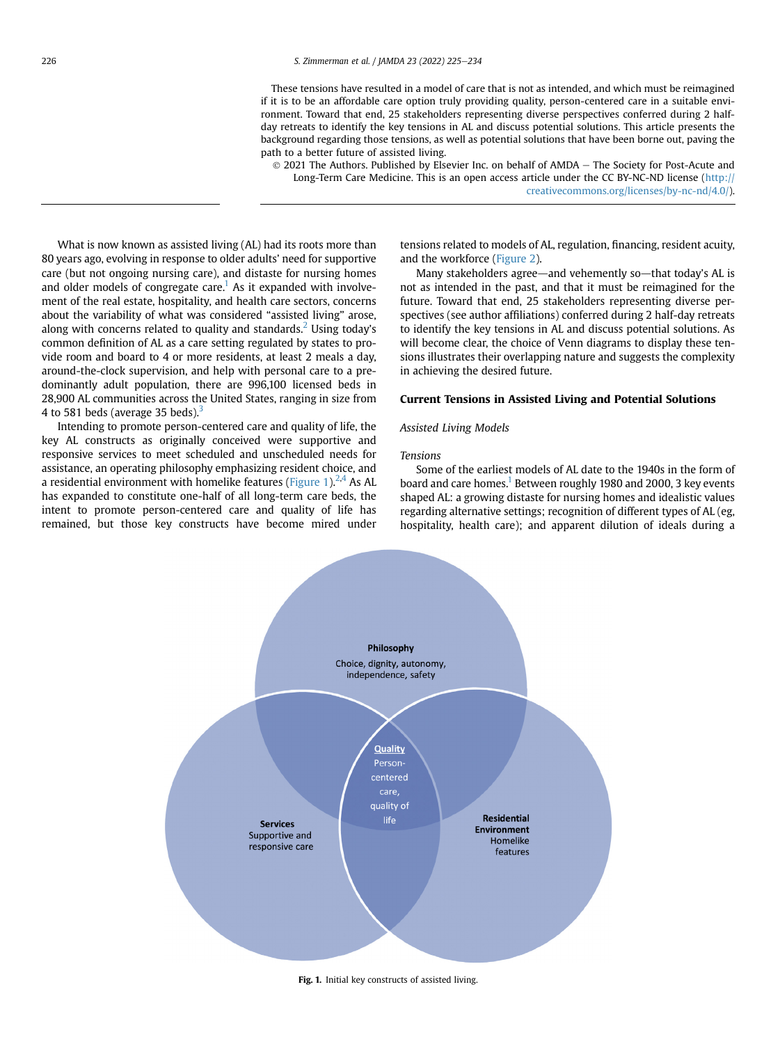These tensions have resulted in a model of care that is not as intended, and which must be reimagined if it is to be an affordable care option truly providing quality, person-centered care in a suitable environment. Toward that end, 25 stakeholders representing diverse perspectives conferred during 2 half-day retreats to identify the key tensions in AL and discuss potential solutions. This article presents the background regarding those tensions, as well as potential solutions that have been borne out, paving the path to a better future of assisted living.

© 2021 The Authors. Published by Elsevier Inc. on behalf of AMDA – The Society for Post-Acute and Long-Term Care Medicine. This is an open access article under the CC BY-NC-ND license (http://creativecommons.org/licenses/by-nc-nd/4.0/).

What is now known as assisted living (AL) had its roots more than 80 years ago, evolving in response to older adults' need for supportive care (but not ongoing nursing care), and distaste for nursing homes and older models of congregate care.[1] As it expanded with involvement of the real estate, hospitality, and health care sectors, concerns about the variability of what was considered "assisted living" arose, along with concerns related to quality and standards.[2] Using today's common definition of AL as a care setting regulated by states to provide room and board to 4 or more residents, at least 2 meals a day, around-the-clock supervision, and help with personal care to a predominantly adult population, there are 996,100 licensed beds in 28,900 AL communities across the United States, ranging in size from 4 to 581 beds (average 35 beds).[3]

Intending to promote person-centered care and quality of life, the key AL constructs as originally conceived were supportive and responsive services to meet scheduled and unscheduled needs for assistance, an operating philosophy emphasizing resident choice, and a residential environment with homelike features (Figure 1).[2,4] As AL has expanded to constitute one-half of all long-term care beds, the intent to promote person-centered care and quality of life has remained, but those key constructs have become mired under tensions related to models of AL, regulation, financing, resident acuity, and the workforce (Figure 2).

Many stakeholders agree—and vehemently so—that today's AL is not as intended in the past, and that it must be reimagined for the future. Toward that end, 25 stakeholders representing diverse perspectives (see author affiliations) conferred during 2 half-day retreats to identify the key tensions in AL and discuss potential solutions. As will become clear, the choice of Venn diagrams to display these tensions illustrates their overlapping nature and suggests the complexity in achieving the desired future.

## Current Tensions in Assisted Living and Potential Solutions

### *Assisted Living Models*

#### *Tensions*

Some of the earliest models of AL date to the 1940s in the form of board and care homes.[1] Between roughly 1980 and 2000, 3 key events shaped AL: a growing distaste for nursing homes and idealistic values regarding alternative settings; recognition of different types of AL (eg, hospitality, health care); and apparent dilution of ideals during a

**Philosophy**
Choice, dignity, autonomy, independence, safety

**Services**
Supportive and responsive care

**Residential Environment**
Homelike features

**Quality**
Person-centered care, quality of life

**Fig. 1.** Initial key constructs of assisted living.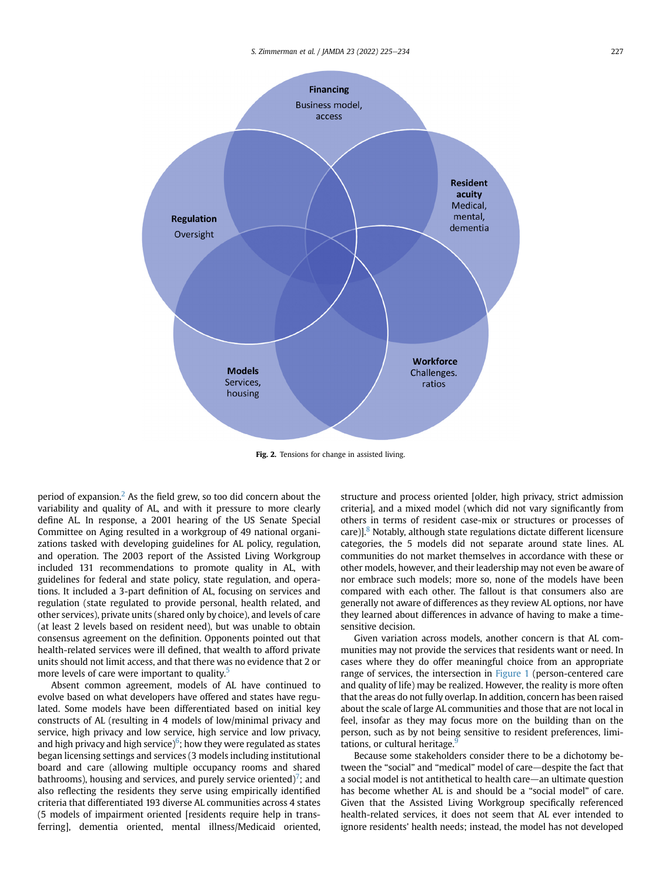Financing
Business model, access

Regulation
Oversight

Resident acuity
Medical, mental, dementia

Models
Services, housing

Workforce
Challenges. ratios

**Fig. 2.** Tensions for change in assisted living.

period of expansion.[2] As the field grew, so too did concern about the variability and quality of AL, and with it pressure to more clearly define AL. In response, a 2001 hearing of the US Senate Special Committee on Aging resulted in a workgroup of 49 national organizations tasked with developing guidelines for AL policy, regulation, and operation. The 2003 report of the Assisted Living Workgroup included 131 recommendations to promote quality in AL, with guidelines for federal and state policy, state regulation, and operations. It included a 3-part definition of AL, focusing on services and regulation (state regulated to provide personal, health related, and other services), private units (shared only by choice), and levels of care (at least 2 levels based on resident need), but was unable to obtain consensus agreement on the definition. Opponents pointed out that health-related services were ill defined, that wealth to afford private units should not limit access, and that there was no evidence that 2 or more levels of care were important to quality.[5]

Absent common agreement, models of AL have continued to evolve based on what developers have offered and states have regulated. Some models have been differentiated based on initial key constructs of AL (resulting in 4 models of low/minimal privacy and service, high privacy and low service, high service and low privacy, and high privacy and high service)[6]; how they were regulated as states began licensing settings and services (3 models including institutional board and care (allowing multiple occupancy rooms and shared bathrooms), housing and services, and purely service oriented)[7]; and also reflecting the residents they serve using empirically identified criteria that differentiated 193 diverse AL communities across 4 states (5 models of impairment oriented [residents require help in transferring], dementia oriented, mental illness/Medicaid oriented, structure and process oriented [older, high privacy, strict admission criteria], and a mixed model (which did not vary significantly from others in terms of resident case-mix or structures or processes of care)].[8] Notably, although state regulations dictate different licensure categories, the 5 models did not separate around state lines. AL communities do not market themselves in accordance with these or other models, however, and their leadership may not even be aware of nor embrace such models; more so, none of the models have been compared with each other. The fallout is that consumers also are generally not aware of differences as they review AL options, nor have they learned about differences in advance of having to make a time-sensitive decision.

Given variation across models, another concern is that AL communities may not provide the services that residents want or need. In cases where they do offer meaningful choice from an appropriate range of services, the intersection in Figure 1 (person-centered care and quality of life) may be realized. However, the reality is more often that the areas do not fully overlap. In addition, concern has been raised about the scale of large AL communities and those that are not local in feel, insofar as they may focus more on the building than on the person, such as by not being sensitive to resident preferences, limitations, or cultural heritage.[9]

Because some stakeholders consider there to be a dichotomy between the "social" and "medical" model of care—despite the fact that a social model is not antithetical to health care—an ultimate question has become whether AL is and should be a "social model" of care. Given that the Assisted Living Workgroup specifically referenced health-related services, it does not seem that AL ever intended to ignore residents' health needs; instead, the model has not developed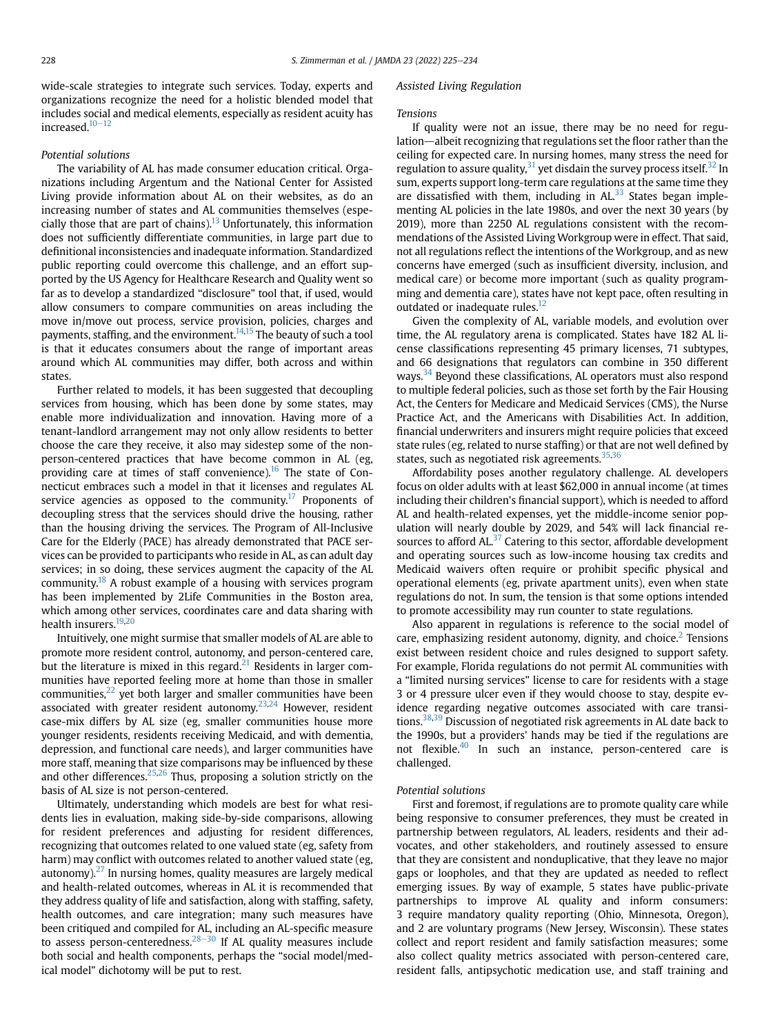wide-scale strategies to integrate such services. Today, experts and organizations recognize the need for a holistic blended model that includes social and medical elements, especially as resident acuity has increased.[10–12]

*Potential solutions*

The variability of AL has made consumer education critical. Organizations including Argentum and the National Center for Assisted Living provide information about AL on their websites, as do an increasing number of states and AL communities themselves (especially those that are part of chains).[13] Unfortunately, this information does not sufficiently differentiate communities, in large part due to definitional inconsistencies and inadequate information. Standardized public reporting could overcome this challenge, and an effort supported by the US Agency for Healthcare Research and Quality went so far as to develop a standardized "disclosure" tool that, if used, would allow consumers to compare communities on areas including the move in/move out process, service provision, policies, charges and payments, staffing, and the environment.[14,15] The beauty of such a tool is that it educates consumers about the range of important areas around which AL communities may differ, both across and within states.

Further related to models, it has been suggested that decoupling services from housing, which has been done by some states, may enable more individualization and innovation. Having more of a tenant-landlord arrangement may not only allow residents to better choose the care they receive, it also may sidestep some of the non-person-centered practices that have become common in AL (eg, providing care at times of staff convenience).[16] The state of Connecticut embraces such a model in that it licenses and regulates AL service agencies as opposed to the community.[17] Proponents of decoupling stress that the services should drive the housing, rather than the housing driving the services. The Program of All-Inclusive Care for the Elderly (PACE) has already demonstrated that PACE services can be provided to participants who reside in AL, as can adult day services; in so doing, these services augment the capacity of the AL community.[18] A robust example of a housing with services program has been implemented by 2Life Communities in the Boston area, which among other services, coordinates care and data sharing with health insurers.[19,20]

Intuitively, one might surmise that smaller models of AL are able to promote more resident control, autonomy, and person-centered care, but the literature is mixed in this regard.[21] Residents in larger communities have reported feeling more at home than those in smaller communities,[22] yet both larger and smaller communities have been associated with greater resident autonomy.[23,24] However, resident case-mix differs by AL size (eg, smaller communities house more younger residents, residents receiving Medicaid, and with dementia, depression, and functional care needs), and larger communities have more staff, meaning that size comparisons may be influenced by these and other differences.[25,26] Thus, proposing a solution strictly on the basis of AL size is not person-centered.

Ultimately, understanding which models are best for what residents lies in evaluation, making side-by-side comparisons, allowing for resident preferences and adjusting for resident differences, recognizing that outcomes related to one valued state (eg, safety from harm) may conflict with outcomes related to another valued state (eg, autonomy).[27] In nursing homes, quality measures are largely medical and health-related outcomes, whereas in AL it is recommended that they address quality of life and satisfaction, along with staffing, safety, health outcomes, and care integration; many such measures have been critiqued and compiled for AL, including an AL-specific measure to assess person-centeredness.[28–30] If AL quality measures include both social and health components, perhaps the "social model/medical model" dichotomy will be put to rest.

### Assisted Living Regulation

*Tensions*

If quality were not an issue, there may be no need for regulation—albeit recognizing that regulations set the floor rather than the ceiling for expected care. In nursing homes, many stress the need for regulation to assure quality,[31] yet disdain the survey process itself.[32] In sum, experts support long-term care regulations at the same time they are dissatisfied with them, including in AL.[33] States began implementing AL policies in the late 1980s, and over the next 30 years (by 2019), more than 2250 AL regulations consistent with the recommendations of the Assisted Living Workgroup were in effect. That said, not all regulations reflect the intentions of the Workgroup, and as new concerns have emerged (such as insufficient diversity, inclusion, and medical care) or become more important (such as quality programming and dementia care), states have not kept pace, often resulting in outdated or inadequate rules.[12]

Given the complexity of AL, variable models, and evolution over time, the AL regulatory arena is complicated. States have 182 AL license classifications representing 45 primary licenses, 71 subtypes, and 66 designations that regulators can combine in 350 different ways.[34] Beyond these classifications, AL operators must also respond to multiple federal policies, such as those set forth by the Fair Housing Act, the Centers for Medicare and Medicaid Services (CMS), the Nurse Practice Act, and the Americans with Disabilities Act. In addition, financial underwriters and insurers might require policies that exceed state rules (eg, related to nurse staffing) or that are not well defined by states, such as negotiated risk agreements.[35,36]

Affordability poses another regulatory challenge. AL developers focus on older adults with at least \$62,000 in annual income (at times including their children's financial support), which is needed to afford AL and health-related expenses, yet the middle-income senior population will nearly double by 2029, and 54% will lack financial resources to afford AL.[37] Catering to this sector, affordable development and operating sources such as low-income housing tax credits and Medicaid waivers often require or prohibit specific physical and operational elements (eg, private apartment units), even when state regulations do not. In sum, the tension is that some options intended to promote accessibility may run counter to state regulations.

Also apparent in regulations is reference to the social model of care, emphasizing resident autonomy, dignity, and choice.[2] Tensions exist between resident choice and rules designed to support safety. For example, Florida regulations do not permit AL communities with a "limited nursing services" license to care for residents with a stage 3 or 4 pressure ulcer even if they would choose to stay, despite evidence regarding negative outcomes associated with care transitions.[38,39] Discussion of negotiated risk agreements in AL date back to the 1990s, but a providers' hands may be tied if the regulations are not flexible.[40] In such an instance, person-centered care is challenged.

*Potential solutions*

First and foremost, if regulations are to promote quality care while being responsive to consumer preferences, they must be created in partnership between regulators, AL leaders, residents and their advocates, and other stakeholders, and routinely assessed to ensure that they are consistent and nonduplicative, that they leave no major gaps or loopholes, and that they are updated as needed to reflect emerging issues. By way of example, 5 states have public-private partnerships to improve AL quality and inform consumers: 3 require mandatory quality reporting (Ohio, Minnesota, Oregon), and 2 are voluntary programs (New Jersey, Wisconsin). These states collect and report resident and family satisfaction measures; some also collect quality metrics associated with person-centered care, resident falls, antipsychotic medication use, and staff training and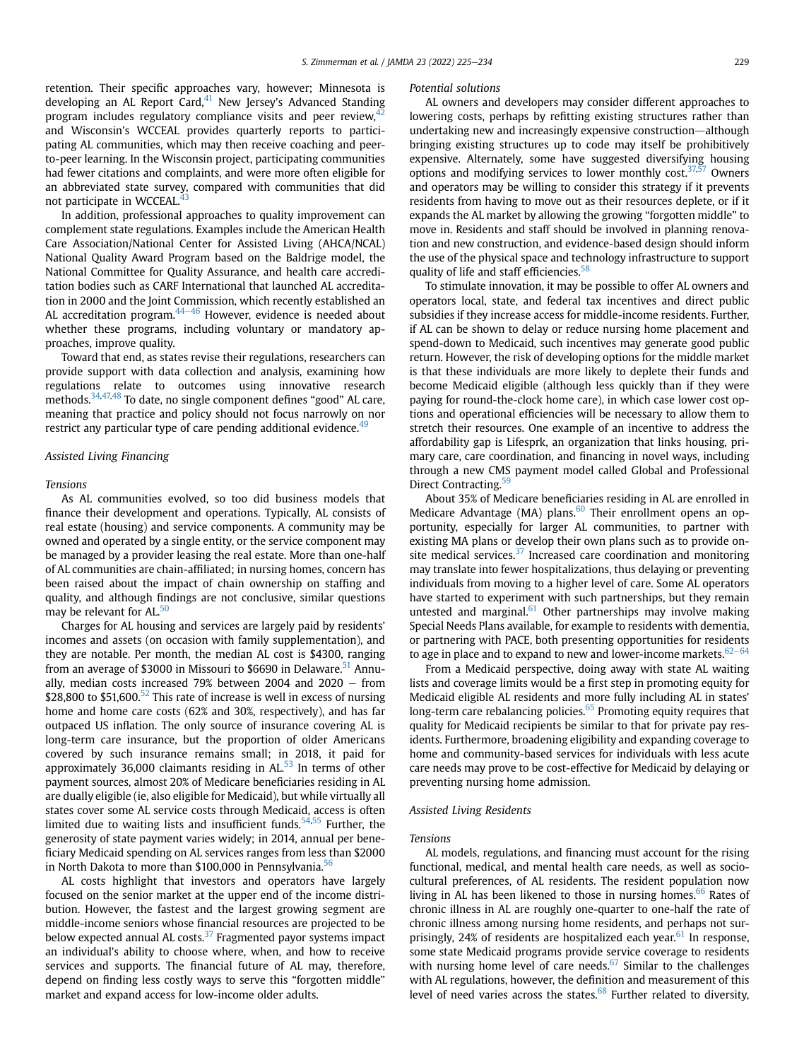retention. Their specific approaches vary, however; Minnesota is developing an AL Report Card,[41] New Jersey's Advanced Standing program includes regulatory compliance visits and peer review,[42] and Wisconsin's WCCEAL provides quarterly reports to participating AL communities, which may then receive coaching and peer-to-peer learning. In the Wisconsin project, participating communities had fewer citations and complaints, and were more often eligible for an abbreviated state survey, compared with communities that did not participate in WCCEAL.[43]

In addition, professional approaches to quality improvement can complement state regulations. Examples include the American Health Care Association/National Center for Assisted Living (AHCA/NCAL) National Quality Award Program based on the Baldrige model, the National Committee for Quality Assurance, and health care accreditation bodies such as CARF International that launched AL accreditation in 2000 and the Joint Commission, which recently established an AL accreditation program.[44–46] However, evidence is needed about whether these programs, including voluntary or mandatory approaches, improve quality.

Toward that end, as states revise their regulations, researchers can provide support with data collection and analysis, examining how regulations relate to outcomes using innovative research methods.[34,47,48] To date, no single component defines "good" AL care, meaning that practice and policy should not focus narrowly on nor restrict any particular type of care pending additional evidence.[49]

### *Assisted Living Financing*

#### *Tensions*

As AL communities evolved, so too did business models that finance their development and operations. Typically, AL consists of real estate (housing) and service components. A community may be owned and operated by a single entity, or the service component may be managed by a provider leasing the real estate. More than one-half of AL communities are chain-affiliated; in nursing homes, concern has been raised about the impact of chain ownership on staffing and quality, and although findings are not conclusive, similar questions may be relevant for AL.[50]

Charges for AL housing and services are largely paid by residents' incomes and assets (on occasion with family supplementation), and they are notable. Per month, the median AL cost is $4300, ranging from an average of $3000 in Missouri to $6690 in Delaware.[51] Annually, median costs increased 79% between 2004 and 2020 – from $28,800 to $51,600.[52] This rate of increase is well in excess of nursing home and home care costs (62% and 30%, respectively), and has far outpaced US inflation. The only source of insurance covering AL is long-term care insurance, but the proportion of older Americans covered by such insurance remains small; in 2018, it paid for approximately 36,000 claimants residing in AL.[53] In terms of other payment sources, almost 20% of Medicare beneficiaries residing in AL are dually eligible (ie, also eligible for Medicaid), but while virtually all states cover some AL service costs through Medicaid, access is often limited due to waiting lists and insufficient funds.[54,55] Further, the generosity of state payment varies widely; in 2014, annual per beneficiary Medicaid spending on AL services ranges from less than $2000 in North Dakota to more than $100,000 in Pennsylvania.[56]

AL costs highlight that investors and operators have largely focused on the senior market at the upper end of the income distribution. However, the fastest and the largest growing segment are middle-income seniors whose financial resources are projected to be below expected annual AL costs.[37] Fragmented payor systems impact an individual's ability to choose where, when, and how to receive services and supports. The financial future of AL may, therefore, depend on finding less costly ways to serve this "forgotten middle" market and expand access for low-income older adults.

#### *Potential solutions*

AL owners and developers may consider different approaches to lowering costs, perhaps by refitting existing structures rather than undertaking new and increasingly expensive construction—although bringing existing structures up to code may itself be prohibitively expensive. Alternately, some have suggested diversifying housing options and modifying services to lower monthly cost.[37,57] Owners and operators may be willing to consider this strategy if it prevents residents from having to move out as their resources deplete, or if it expands the AL market by allowing the growing "forgotten middle" to move in. Residents and staff should be involved in planning renovation and new construction, and evidence-based design should inform the use of the physical space and technology infrastructure to support quality of life and staff efficiencies.[58]

To stimulate innovation, it may be possible to offer AL owners and operators local, state, and federal tax incentives and direct public subsidies if they increase access for middle-income residents. Further, if AL can be shown to delay or reduce nursing home placement and spend-down to Medicaid, such incentives may generate good public return. However, the risk of developing options for the middle market is that these individuals are more likely to deplete their funds and become Medicaid eligible (although less quickly than if they were paying for round-the-clock home care), in which case lower cost options and operational efficiencies will be necessary to allow them to stretch their resources. One example of an incentive to address the affordability gap is Lifesprk, an organization that links housing, primary care, care coordination, and financing in novel ways, including through a new CMS payment model called Global and Professional Direct Contracting.[59]

About 35% of Medicare beneficiaries residing in AL are enrolled in Medicare Advantage (MA) plans.[60] Their enrollment opens an opportunity, especially for larger AL communities, to partner with existing MA plans or develop their own plans such as to provide on-site medical services.[37] Increased care coordination and monitoring may translate into fewer hospitalizations, thus delaying or preventing individuals from moving to a higher level of care. Some AL operators have started to experiment with such partnerships, but they remain untested and marginal.[61] Other partnerships may involve making Special Needs Plans available, for example to residents with dementia, or partnering with PACE, both presenting opportunities for residents to age in place and to expand to new and lower-income markets.[62–64]

From a Medicaid perspective, doing away with state AL waiting lists and coverage limits would be a first step in promoting equity for Medicaid eligible AL residents and more fully including AL in states' long-term care rebalancing policies.[65] Promoting equity requires that quality for Medicaid recipients be similar to that for private pay residents. Furthermore, broadening eligibility and expanding coverage to home and community-based services for individuals with less acute care needs may prove to be cost-effective for Medicaid by delaying or preventing nursing home admission.

### *Assisted Living Residents*

#### *Tensions*

AL models, regulations, and financing must account for the rising functional, medical, and mental health care needs, as well as sociocultural preferences, of AL residents. The resident population now living in AL has been likened to those in nursing homes.[66] Rates of chronic illness in AL are roughly one-quarter to one-half the rate of chronic illness among nursing home residents, and perhaps not surprisingly, 24% of residents are hospitalized each year.[61] In response, some state Medicaid programs provide service coverage to residents with nursing home level of care needs.[67] Similar to the challenges with AL regulations, however, the definition and measurement of this level of need varies across the states.[68] Further related to diversity,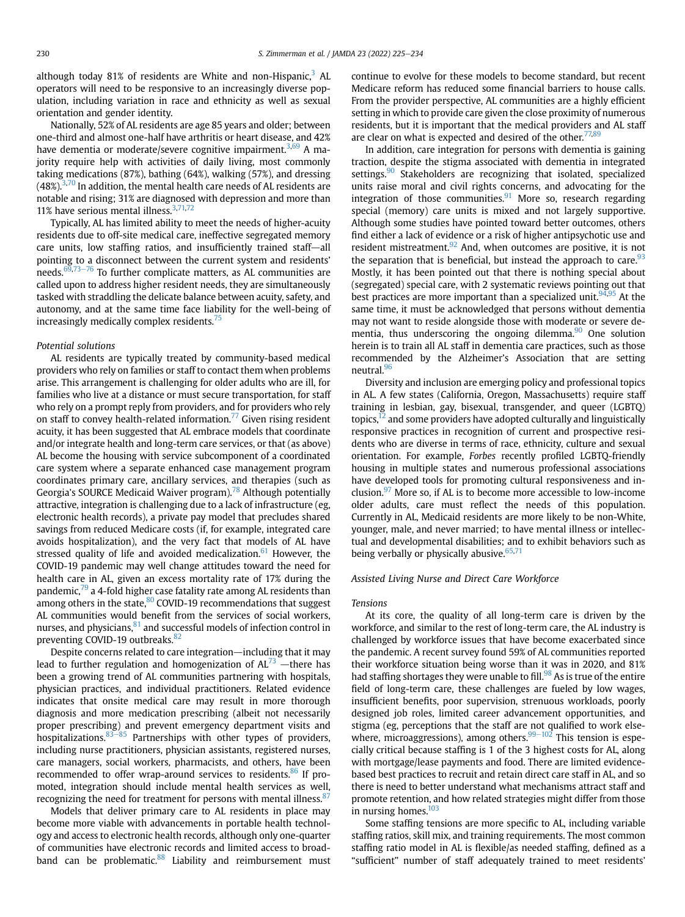although today 81% of residents are White and non-Hispanic,[3] AL operators will need to be responsive to an increasingly diverse population, including variation in race and ethnicity as well as sexual orientation and gender identity.

Nationally, 52% of AL residents are age 85 years and older; between one-third and almost one-half have arthritis or heart disease, and 42% have dementia or moderate/severe cognitive impairment.[3,69] A majority require help with activities of daily living, most commonly taking medications (87%), bathing (64%), walking (57%), and dressing (48%).[3,70] In addition, the mental health care needs of AL residents are notable and rising; 31% are diagnosed with depression and more than 11% have serious mental illness.[3,71,72]

Typically, AL has limited ability to meet the needs of higher-acuity residents due to off-site medical care, ineffective segregated memory care units, low staffing ratios, and insufficiently trained staff—all pointing to a disconnect between the current system and residents' needs.[69,73–76] To further complicate matters, as AL communities are called upon to address higher resident needs, they are simultaneously tasked with straddling the delicate balance between acuity, safety, and autonomy, and at the same time face liability for the well-being of increasingly medically complex residents.[75]

*Potential solutions*

AL residents are typically treated by community-based medical providers who rely on families or staff to contact them when problems arise. This arrangement is challenging for older adults who are ill, for families who live at a distance or must secure transportation, for staff who rely on a prompt reply from providers, and for providers who rely on staff to convey health-related information.[77] Given rising resident acuity, it has been suggested that AL embrace models that coordinate and/or integrate health and long-term care services, or that (as above) AL become the housing with service subcomponent of a coordinated care system where a separate enhanced case management program coordinates primary care, ancillary services, and therapies (such as Georgia's SOURCE Medicaid Waiver program).[78] Although potentially attractive, integration is challenging due to a lack of infrastructure (eg, electronic health records), a private pay model that precludes shared savings from reduced Medicare costs (if, for example, integrated care avoids hospitalization), and the very fact that models of AL have stressed quality of life and avoided medicalization.[61] However, the COVID-19 pandemic may well change attitudes toward the need for health care in AL, given an excess mortality rate of 17% during the pandemic,[79] a 4-fold higher case fatality rate among AL residents than among others in the state,[80] COVID-19 recommendations that suggest AL communities would benefit from the services of social workers, nurses, and physicians,[81] and successful models of infection control in preventing COVID-19 outbreaks.[82]

Despite concerns related to care integration—including that it may lead to further regulation and homogenization of AL[73] —there has been a growing trend of AL communities partnering with hospitals, physician practices, and individual practitioners. Related evidence indicates that onsite medical care may result in more thorough diagnosis and more medication prescribing (albeit not necessarily proper prescribing) and prevent emergency department visits and hospitalizations.[83–85] Partnerships with other types of providers, including nurse practitioners, physician assistants, registered nurses, care managers, social workers, pharmacists, and others, have been recommended to offer wrap-around services to residents.[86] If promoted, integration should include mental health services as well, recognizing the need for treatment for persons with mental illness.[87]

Models that deliver primary care to AL residents in place may become more viable with advancements in portable health technology and access to electronic health records, although only one-quarter of communities have electronic records and limited access to broadband can be problematic.[88] Liability and reimbursement must continue to evolve for these models to become standard, but recent Medicare reform has reduced some financial barriers to house calls. From the provider perspective, AL communities are a highly efficient setting in which to provide care given the close proximity of numerous residents, but it is important that the medical providers and AL staff are clear on what is expected and desired of the other.[77,89]

In addition, care integration for persons with dementia is gaining traction, despite the stigma associated with dementia in integrated settings.[90] Stakeholders are recognizing that isolated, specialized units raise moral and civil rights concerns, and advocating for the integration of those communities.[91] More so, research regarding special (memory) care units is mixed and not largely supportive. Although some studies have pointed toward better outcomes, others find either a lack of evidence or a risk of higher antipsychotic use and resident mistreatment.[92] And, when outcomes are positive, it is not the separation that is beneficial, but instead the approach to care.[93] Mostly, it has been pointed out that there is nothing special about (segregated) special care, with 2 systematic reviews pointing out that best practices are more important than a specialized unit.[94,95] At the same time, it must be acknowledged that persons without dementia may not want to reside alongside those with moderate or severe dementia, thus underscoring the ongoing dilemma.[90] One solution herein is to train all AL staff in dementia care practices, such as those recommended by the Alzheimer's Association that are setting neutral.[96]

Diversity and inclusion are emerging policy and professional topics in AL. A few states (California, Oregon, Massachusetts) require staff training in lesbian, gay, bisexual, transgender, and queer (LGBTQ) topics,[12] and some providers have adopted culturally and linguistically responsive practices in recognition of current and prospective residents who are diverse in terms of race, ethnicity, culture and sexual orientation. For example, *Forbes* recently profiled LGBTQ-friendly housing in multiple states and numerous professional associations have developed tools for promoting cultural responsiveness and inclusion.[97] More so, if AL is to become more accessible to low-income older adults, care must reflect the needs of this population. Currently in AL, Medicaid residents are more likely to be non-White, younger, male, and never married; to have mental illness or intellectual and developmental disabilities; and to exhibit behaviors such as being verbally or physically abusive.[65,71]

### Assisted Living Nurse and Direct Care Workforce

*Tensions*

At its core, the quality of all long-term care is driven by the workforce, and similar to the rest of long-term care, the AL industry is challenged by workforce issues that have become exacerbated since the pandemic. A recent survey found 59% of AL communities reported their workforce situation being worse than it was in 2020, and 81% had staffing shortages they were unable to fill.[98] As is true of the entire field of long-term care, these challenges are fueled by low wages, insufficient benefits, poor supervision, strenuous workloads, poorly designed job roles, limited career advancement opportunities, and stigma (eg, perceptions that the staff are not qualified to work elsewhere, microaggressions), among others.[99–102] This tension is especially critical because staffing is 1 of the 3 highest costs for AL, along with mortgage/lease payments and food. There are limited evidence-based best practices to recruit and retain direct care staff in AL, and so there is need to better understand what mechanisms attract staff and promote retention, and how related strategies might differ from those in nursing homes.[103]

Some staffing tensions are more specific to AL, including variable staffing ratios, skill mix, and training requirements. The most common staffing ratio model in AL is flexible/as needed staffing, defined as a "sufficient" number of staff adequately trained to meet residents'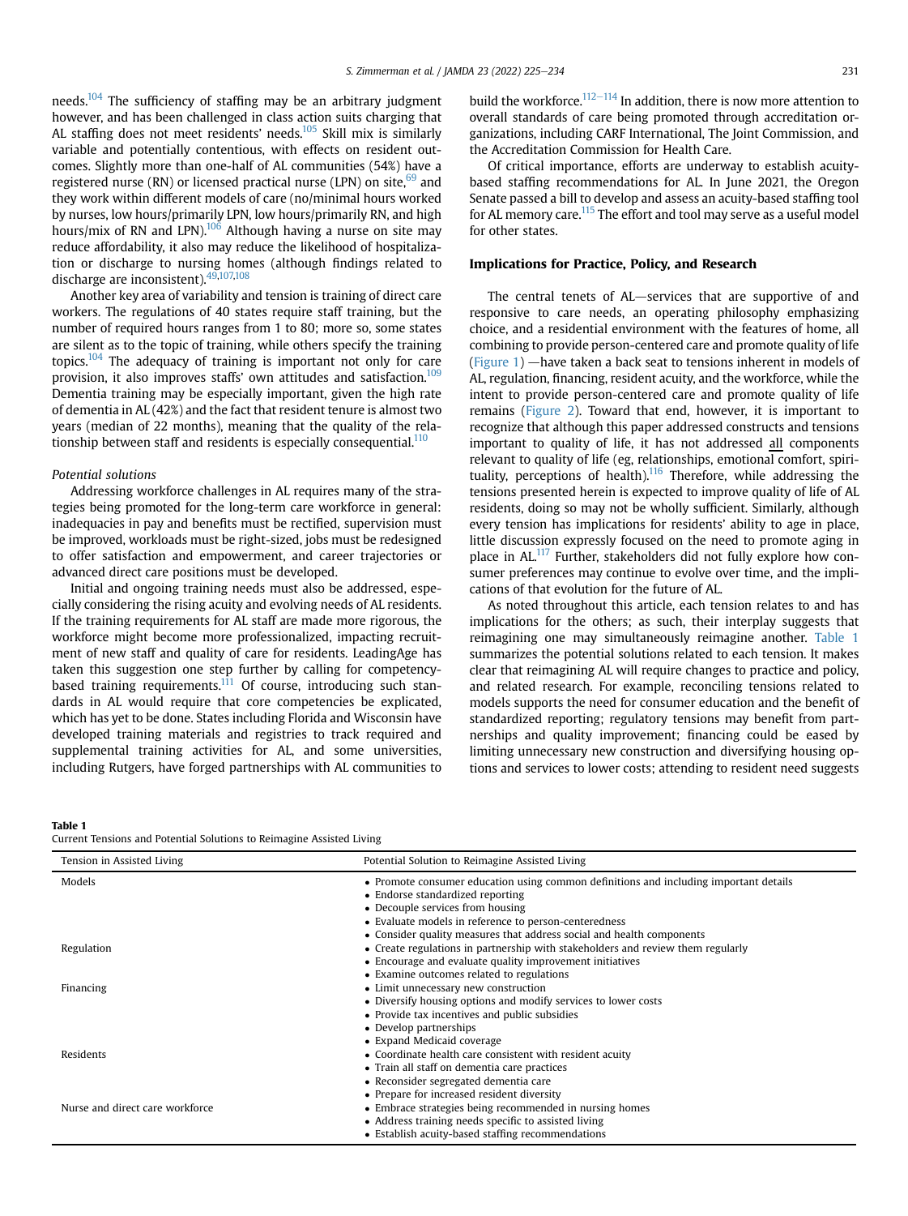needs.[104] The sufficiency of staffing may be an arbitrary judgment however, and has been challenged in class action suits charging that AL staffing does not meet residents' needs.[105] Skill mix is similarly variable and potentially contentious, with effects on resident outcomes. Slightly more than one-half of AL communities (54%) have a registered nurse (RN) or licensed practical nurse (LPN) on site,[69] and they work within different models of care (no/minimal hours worked by nurses, low hours/primarily LPN, low hours/primarily RN, and high hours/mix of RN and LPN).[106] Although having a nurse on site may reduce affordability, it also may reduce the likelihood of hospitalization or discharge to nursing homes (although findings related to discharge are inconsistent).[49,107,108]

Another key area of variability and tension is training of direct care workers. The regulations of 40 states require staff training, but the number of required hours ranges from 1 to 80; more so, some states are silent as to the topic of training, while others specify the training topics.[104] The adequacy of training is important not only for care provision, it also improves staffs' own attitudes and satisfaction.[109] Dementia training may be especially important, given the high rate of dementia in AL (42%) and the fact that resident tenure is almost two years (median of 22 months), meaning that the quality of the relationship between staff and residents is especially consequential.[110]

*Potential solutions*

Addressing workforce challenges in AL requires many of the strategies being promoted for the long-term care workforce in general: inadequacies in pay and benefits must be rectified, supervision must be improved, workloads must be right-sized, jobs must be redesigned to offer satisfaction and empowerment, and career trajectories or advanced direct care positions must be developed.

Initial and ongoing training needs must also be addressed, especially considering the rising acuity and evolving needs of AL residents. If the training requirements for AL staff are made more rigorous, the workforce might become more professionalized, impacting recruitment of new staff and quality of care for residents. LeadingAge has taken this suggestion one step further by calling for competency-based training requirements.[111] Of course, introducing such standards in AL would require that core competencies be explicated, which has yet to be done. States including Florida and Wisconsin have developed training materials and registries to track required and supplemental training activities for AL, and some universities, including Rutgers, have forged partnerships with AL communities to build the workforce.[112–114] In addition, there is now more attention to overall standards of care being promoted through accreditation organizations, including CARF International, The Joint Commission, and the Accreditation Commission for Health Care.

Of critical importance, efforts are underway to establish acuity-based staffing recommendations for AL. In June 2021, the Oregon Senate passed a bill to develop and assess an acuity-based staffing tool for AL memory care.[115] The effort and tool may serve as a useful model for other states.

## Implications for Practice, Policy, and Research

The central tenets of AL—services that are supportive of and responsive to care needs, an operating philosophy emphasizing choice, and a residential environment with the features of home, all combining to provide person-centered care and promote quality of life (Figure 1) —have taken a back seat to tensions inherent in models of AL, regulation, financing, resident acuity, and the workforce, while the intent to provide person-centered care and promote quality of life remains (Figure 2). Toward that end, however, it is important to recognize that although this paper addressed constructs and tensions important to quality of life, it has not addressed all components relevant to quality of life (eg, relationships, emotional comfort, spirituality, perceptions of health).[116] Therefore, while addressing the tensions presented herein is expected to improve quality of life of AL residents, doing so may not be wholly sufficient. Similarly, although every tension has implications for residents' ability to age in place, little discussion expressly focused on the need to promote aging in place in AL.[117] Further, stakeholders did not fully explore how consumer preferences may continue to evolve over time, and the implications of that evolution for the future of AL.

As noted throughout this article, each tension relates to and has implications for the others; as such, their interplay suggests that reimagining one may simultaneously reimagine another. Table 1 summarizes the potential solutions related to each tension. It makes clear that reimagining AL will require changes to practice and policy, and related research. For example, reconciling tensions related to models supports the need for consumer education and the benefit of standardized reporting; regulatory tensions may benefit from partnerships and quality improvement; financing could be eased by limiting unnecessary new construction and diversifying housing options and services to lower costs; attending to resident need suggests

**Table 1**
Current Tensions and Potential Solutions to Reimagine Assisted Living

| Tension in Assisted Living | Potential Solution to Reimagine Assisted Living |
|---|---|
| Models | • Promote consumer education using common definitions and including important details<br>• Endorse standardized reporting<br>• Decouple services from housing<br>• Evaluate models in reference to person-centeredness<br>• Consider quality measures that address social and health components |
| Regulation | • Create regulations in partnership with stakeholders and review them regularly<br>• Encourage and evaluate quality improvement initiatives<br>• Examine outcomes related to regulations |
| Financing | • Limit unnecessary new construction<br>• Diversify housing options and modify services to lower costs<br>• Provide tax incentives and public subsidies<br>• Develop partnerships<br>• Expand Medicaid coverage |
| Residents | • Coordinate health care consistent with resident acuity<br>• Train all staff on dementia care practices<br>• Reconsider segregated dementia care<br>• Prepare for increased resident diversity |
| Nurse and direct care workforce | • Embrace strategies being recommended in nursing homes<br>• Address training needs specific to assisted living<br>• Establish acuity-based staffing recommendations |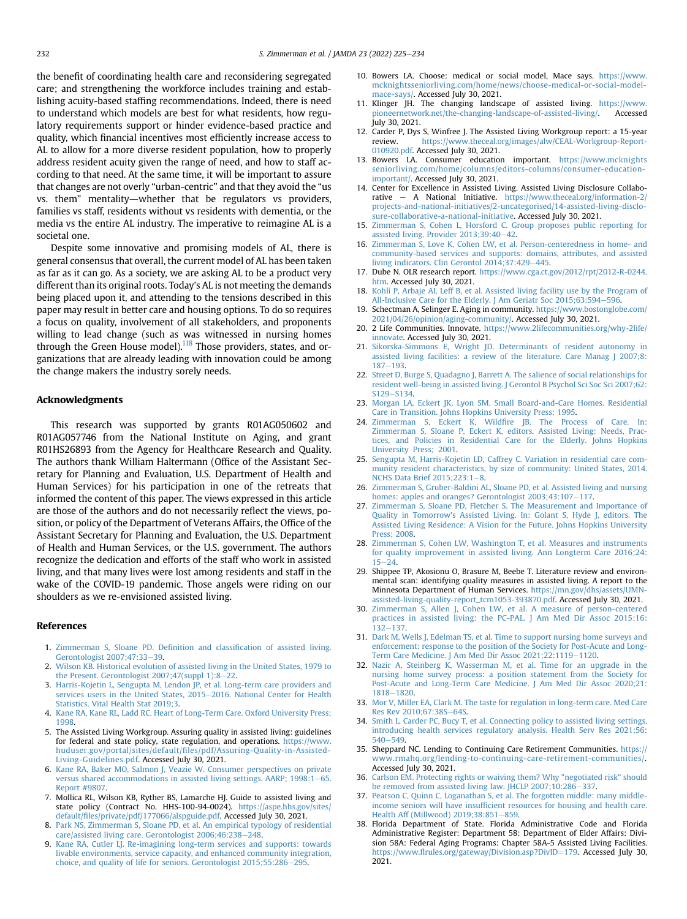the benefit of coordinating health care and reconsidering segregated care; and strengthening the workforce includes training and establishing acuity-based staffing recommendations. Indeed, there is need to understand which models are best for what residents, how regulatory requirements support or hinder evidence-based practice and quality, which financial incentives most efficiently increase access to AL to allow for a more diverse resident population, how to properly address resident acuity given the range of need, and how to staff according to that need. At the same time, it will be important to assure that changes are not overly "urban-centric" and that they avoid the "us vs. them" mentality—whether that be regulators vs providers, families vs staff, residents without vs residents with dementia, or the media vs the entire AL industry. The imperative to reimagine AL is a societal one.

Despite some innovative and promising models of AL, there is general consensus that overall, the current model of AL has been taken as far as it can go. As a society, we are asking AL to be a product very different than its original roots. Today's AL is not meeting the demands being placed upon it, and attending to the tensions described in this paper may result in better care and housing options. To do so requires a focus on quality, involvement of all stakeholders, and proponents willing to lead change (such as was witnessed in nursing homes through the Green House model).[118] Those providers, states, and organizations that are already leading with innovation could be among the change makers the industry sorely needs.

## Acknowledgments

This research was supported by grants R01AG050602 and R01AG057746 from the National Institute on Aging, and grant R01HS26893 from the Agency for Healthcare Research and Quality. The authors thank William Haltermann (Office of the Assistant Secretary for Planning and Evaluation, U.S. Department of Health and Human Services) for his participation in one of the retreats that informed the content of this paper. The views expressed in this article are those of the authors and do not necessarily reflect the views, position, or policy of the Department of Veterans Affairs, the Office of the Assistant Secretary for Planning and Evaluation, the U.S. Department of Health and Human Services, or the U.S. government. The authors recognize the dedication and efforts of the staff who work in assisted living, and that many lives were lost among residents and staff in the wake of the COVID-19 pandemic. Those angels were riding on our shoulders as we re-envisioned assisted living.

## References

1. Zimmerman S, Sloane PD. Definition and classification of assisted living. Gerontologist 2007;47:33–39.
2. Wilson KB. Historical evolution of assisted living in the United States, 1979 to the Present. Gerontologist 2007;47(suppl 1):8–22.
3. Harris-Kojetin L, Sengupta M, Lendon JP, et al. Long-term care providers and services users in the United States, 2015–2016. National Center for Health Statistics. Vital Health Stat 2019;3.
4. Kane RA, Kane RL, Ladd RC. Heart of Long-Term Care. Oxford University Press; 1998.
5. The Assisted Living Workgroup. Assuring quality in assisted living: guidelines for federal and state policy, state regulation, and operations. https://www.huduser.gov/portal/sites/default/files/pdf/Assuring-Quality-in-Assisted-Living-Guidelines.pdf. Accessed July 30, 2021.
6. Kane RA, Baker MO, Salmon J, Veazie W. Consumer perspectives on private versus shared accommodations in assisted living settings. AARP; 1998:1–65. Report #9807.
7. Mollica RL, Wilson KB, Ryther BS, Lamarche HJ. Guide to assisted living and state policy (Contract No. HHS-100-94-0024). https://aspe.hhs.gov/sites/default/files/private/pdf/177066/alspguide.pdf. Accessed July 30, 2021.
8. Park NS, Zimmerman S, Sloane PD, et al. An empirical typology of residential care/assisted living care. Gerontologist 2006;46:238–248.
9. Kane RA, Cutler LJ. Re-imagining long-term services and supports: towards livable environments, service capacity, and enhanced community integration, choice, and quality of life for seniors. Gerontologist 2015;55:286–295.
10. Bowers LA. Choose: medical or social model, Mace says. https://www.mcknightsseniorliving.com/home/news/choose-medical-or-social-model-mace-says/. Accessed July 30, 2021.
11. Klinger JH. The changing landscape of assisted living. https://www.pioneernetwork.net/the-changing-landscape-of-assisted-living/. Accessed July 30, 2021.
12. Carder P, Dys S, Winfree J. The Assisted Living Workgroup report: a 15-year review. https://www.theceal.org/images/alw/CEAL-Workgroup-Report-010920.pdf. Accessed July 30, 2021.
13. Bowers LA. Consumer education important. https://www.mcknightsseniorliving.com/home/columns/editors-columns/consumer-education-important/. Accessed July 30, 2021.
14. Center for Excellence in Assisted Living. Assisted Living Disclosure Collaborative – A National Initiative. https://www.theceal.org/information-2/projects-and-national-initiatives/2-uncategorised/14-assisted-living-disclosure-collaborative-a-national-initiative. Accessed July 30, 2021.
15. Zimmerman S, Cohen L, Horsford C. Group proposes public reporting for assisted living. Provider 2013;39:40–42.
16. Zimmerman S, Love K, Cohen LW, et al. Person-centeredness in home- and community-based services and supports: domains, attributes, and assisted living indicators. Clin Gerontol 2014;37:429–445.
17. Dube N. OLR research report. https://www.cga.ct.gov/2012/rpt/2012-R-0244.htm. Accessed July 30, 2021.
18. Kohli P, Arbaje AI, Leff B, et al. Assisted living facility use by the Program of All-Inclusive Care for the Elderly. J Am Geriatr Soc 2015;63:594–596.
19. Schectman A, Selinger E. Aging in community. https://www.bostonglobe.com/2021/04/26/opinion/aging-community/. Accessed July 30, 2021.
20. 2 Life Communities. Innovate. https://www.2lifecommunities.org/why-2life/innovate. Accessed July 30, 2021.
21. Sikorska-Simmons E, Wright JD. Determinants of resident autonomy in assisted living facilities: a review of the literature. Care Manag J 2007;8:187–193.
22. Street D, Burge S, Quadagno J, Barrett A. The salience of social relationships for resident well-being in assisted living. J Gerontol B Psychol Sci Soc Sci 2007;62:S129–S134.
23. Morgan LA, Eckert JK, Lyon SM. Small Board-and-Care Homes. Residential Care in Transition. Johns Hopkins University Press; 1995.
24. Zimmerman S, Eckert K, Wildfire JB. The Process of Care. In: Zimmerman S, Sloane P, Eckert K, editors. Assisted Living: Needs, Practices, and Policies in Residential Care for the Elderly. Johns Hopkins University Press; 2001.
25. Sengupta M, Harris-Kojetin LD, Caffrey C. Variation in residential care community resident characteristics, by size of community: United States, 2014. NCHS Data Brief 2015;223:1–8.
26. Zimmerman S, Gruber-Baldini AL, Sloane PD, et al. Assisted living and nursing homes: apples and oranges? Gerontologist 2003;43:107–117.
27. Zimmerman S, Sloane PD, Fletcher S. The Measurement and Importance of Quality in Tomorrow's Assisted Living. In: Golant S, Hyde J, editors. The Assisted Living Residence: A Vision for the Future. Johns Hopkins University Press; 2008.
28. Zimmerman S, Cohen LW, Washington T, et al. Measures and instruments for quality improvement in assisted living. Ann Longterm Care 2016;24:15–24.
29. Shippee TP, Akosionu O, Brasure M, Beebe T. Literature review and environmental scan: identifying quality measures in assisted living. A report to the Minnesota Department of Human Services. https://mn.gov/dhs/assets/UMN-assisted-living-quality-report_tcm1053-393870.pdf. Accessed July 30, 2021.
30. Zimmerman S, Allen J, Cohen LW, et al. A measure of person-centered practices in assisted living: the PC-PAL. J Am Med Dir Assoc 2015;16:132–137.
31. Dark M, Wells J, Edelman TS, et al. Time to support nursing home surveys and enforcement: response to the position of the Society for Post-Acute and Long-Term Care Medicine. J Am Med Dir Assoc 2021;22:1119–1120.
32. Nazir A, Steinberg K, Wasserman M, et al. Time for an upgrade in the nursing home survey process: a position statement from the Society for Post-Acute and Long-Term Care Medicine. J Am Med Dir Assoc 2020;21:1818–1820.
33. Mor V, Miller EA, Clark M. The taste for regulation in long-term care. Med Care Res Rev 2010;67:38S–64S.
34. Smith L, Carder PC, Bucy T, et al. Connecting policy to assisted living settings, introducing health services regulatory analysis. Health Serv Res 2021;56:540–549.
35. Sheppard NC. Lending to Continuing Care Retirement Communities. https://www.rmahq.org/lending-to-continuing-care-retirement-communities/. Accessed July 30, 2021.
36. Carlson EM. Protecting rights or waiving them? Why "negotiated risk" should be removed from assisted living law. JHCLP 2007;10:286–337.
37. Pearson C, Quinn C, Loganathan S, et al. The forgotten middle: many middle-income seniors will have insufficient resources for housing and health care. Health Aff (Millwood) 2019;38:851–859.
38. Florida Department of State. Florida Administrative Code and Florida Administrative Register: Department 58: Department of Elder Affairs: Division 58A: Federal Aging Programs: Chapter 58A-5 Assisted Living Facilities. https://www.flrules.org/gateway/Division.asp?DivID=179. Accessed July 30, 2021.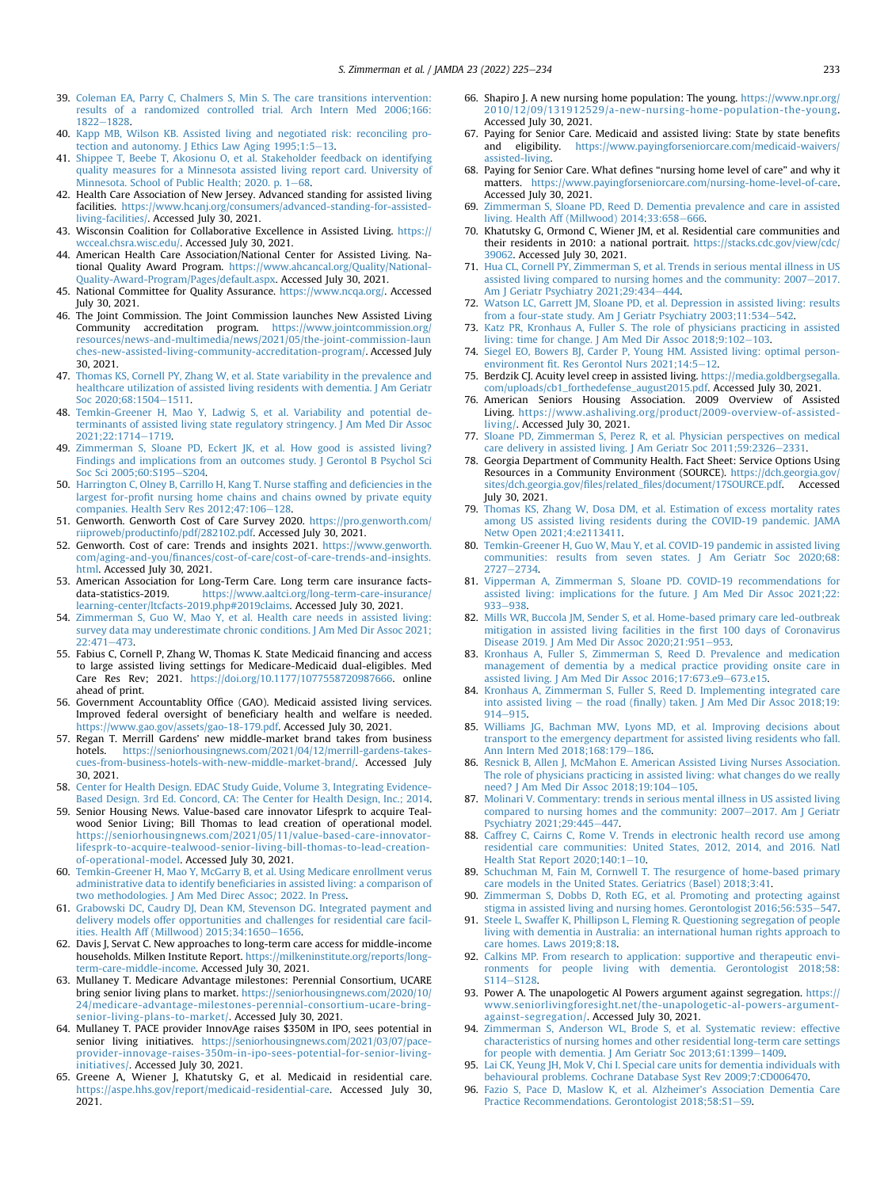39. Coleman EA, Parry C, Chalmers S, Min S. The care transitions intervention: results of a randomized controlled trial. Arch Intern Med 2006;166:1822–1828.
40. Kapp MB, Wilson KB. Assisted living and negotiated risk: reconciling protection and autonomy. J Ethics Law Aging 1995;1:5–13.
41. Shippee T, Beebe T, Akosionu O, et al. Stakeholder feedback on identifying quality measures for a Minnesota assisted living report card. University of Minnesota. School of Public Health; 2020. p. 1–68.
42. Health Care Association of New Jersey. Advanced standing for assisted living facilities. https://www.hcanj.org/consumers/advanced-standing-for-assisted-living-facilities/. Accessed July 30, 2021.
43. Wisconsin Coalition for Collaborative Excellence in Assisted Living. https://wcceal.chsra.wisc.edu/. Accessed July 30, 2021.
44. American Health Care Association/National Center for Assisted Living. National Quality Award Program. https://www.ahcancal.org/Quality/National-Quality-Award-Program/Pages/default.aspx. Accessed July 30, 2021.
45. National Committee for Quality Assurance. https://www.ncqa.org/. Accessed July 30, 2021.
46. The Joint Commission. The Joint Commission launches New Assisted Living Community accreditation program. https://www.jointcommission.org/resources/news-and-multimedia/news/2021/05/the-joint-commission-launches-new-assisted-living-community-accreditation-program/. Accessed July 30, 2021.
47. Thomas KS, Cornell PY, Zhang W, et al. State variability in the prevalence and healthcare utilization of assisted living residents with dementia. J Am Geriatr Soc 2020;68:1504–1511.
48. Temkin-Greener H, Mao Y, Ladwig S, et al. Variability and potential determinants of assisted living state regulatory stringency. J Am Med Dir Assoc 2021;22:1714–1719.
49. Zimmerman S, Sloane PD, Eckert JK, et al. How good is assisted living? Findings and implications from an outcomes study. J Gerontol B Psychol Sci Soc Sci 2005;60:S195–S204.
50. Harrington C, Olney B, Carrillo H, Kang T. Nurse staffing and deficiencies in the largest for-profit nursing home chains and chains owned by private equity companies. Health Serv Res 2012;47:106–128.
51. Genworth. Genworth Cost of Care Survey 2020. https://pro.genworth.com/riiproweb/productinfo/pdf/282102.pdf. Accessed July 30, 2021.
52. Genworth. Cost of care: Trends and insights 2021. https://www.genworth.com/aging-and-you/finances/cost-of-care/cost-of-care-trends-and-insights.html. Accessed July 30, 2021.
53. American Association for Long-Term Care. Long term care insurance facts-data-statistics-2019. https://www.aaltci.org/long-term-care-insurance/learning-center/ltcfacts-2019.php#2019claims. Accessed July 30, 2021.
54. Zimmerman S, Guo W, Mao Y, et al. Health care needs in assisted living: survey data may underestimate chronic conditions. J Am Med Dir Assoc 2021;22:471–473.
55. Fabius C, Cornell P, Zhang W, Thomas K. State Medicaid financing and access to large assisted living settings for Medicare-Medicaid dual-eligibles. Med Care Res Rev; 2021. https://doi.org/10.1177/1077558720987666. online ahead of print.
56. Government Accountablity Office (GAO). Medicaid assisted living services. Improved federal oversight of beneficiary health and welfare is needed. https://www.gao.gov/assets/gao-18-179.pdf. Accessed July 30, 2021.
57. Regan T. Merrill Gardens' new middle-market brand takes from business hotels. https://seniorhousingnews.com/2021/04/12/merrill-gardens-takes-cues-from-business-hotels-with-new-middle-market-brand/. Accessed July 30, 2021.
58. Center for Health Design. EDAC Study Guide, Volume 3, Integrating Evidence-Based Design. 3rd Ed. Concord, CA: The Center for Health Design, Inc.; 2014.
59. Senior Housing News. Value-based care innovator Lifesprk to acquire Tealwood Senior Living; Bill Thomas to lead creation of operational model. https://seniorhousingnews.com/2021/05/11/value-based-care-innovator-lifesprk-to-acquire-tealwood-senior-living-bill-thomas-to-lead-creation-of-operational-model. Accessed July 30, 2021.
60. Temkin-Greener H, Mao Y, McGarry B, et al. Using Medicare enrollment verus administrative data to identify beneficiaries in assisted living: a comparison of two methodologies. J Am Med Direc Assoc; 2022. In Press.
61. Grabowski DC, Caudry DJ, Dean KM, Stevenson DG. Integrated payment and delivery models offer opportunities and challenges for residential care facilities. Health Aff (Millwood) 2015;34:1650–1656.
62. Davis J, Servat C. New approaches to long-term care access for middle-income households. Milken Institute Report. https://milkeninstitute.org/reports/long-term-care-middle-income. Accessed July 30, 2021.
63. Mullaney T. Medicare Advantage milestones: Perennial Consortium, UCARE bring senior living plans to market. https://seniorhousingnews.com/2020/10/24/medicare-advantage-milestones-perennial-consortium-ucare-bring-senior-living-plans-to-market/. Accessed July 30, 2021.
64. Mullaney T. PACE provider InnovAge raises $350M in IPO, sees potential in senior living initiatives. https://seniorhousingnews.com/2021/03/07/pace-provider-innovage-raises-350m-in-ipo-sees-potential-for-senior-living-initiatives/. Accessed July 30, 2021.
65. Greene A, Wiener J, Khatutsky G, et al. Medicaid in residential care. https://aspe.hhs.gov/report/medicaid-residential-care. Accessed July 30, 2021.
66. Shapiro J. A new nursing home population: The young. https://www.npr.org/2010/12/09/131912529/a-new-nursing-home-population-the-young. Accessed July 30, 2021.
67. Paying for Senior Care. Medicaid and assisted living: State by state benefits and eligibility. https://www.payingforseniorcare.com/medicaid-waivers/assisted-living.
68. Paying for Senior Care. What defines "nursing home level of care" and why it matters. https://www.payingforseniorcare.com/nursing-home-level-of-care. Accessed July 30, 2021.
69. Zimmerman S, Sloane PD, Reed D. Dementia prevalence and care in assisted living. Health Aff (Millwood) 2014;33:658–666.
70. Khatutsky G, Ormond C, Wiener JM, et al. Residential care communities and their residents in 2010: a national portrait. https://stacks.cdc.gov/view/cdc/39062. Accessed July 30, 2021.
71. Hua CL, Cornell PY, Zimmerman S, et al. Trends in serious mental illness in US assisted living compared to nursing homes and the community: 2007–2017. Am J Geriatr Psychiatry 2021;29:434–444.
72. Watson LC, Garrett JM, Sloane PD, et al. Depression in assisted living: results from a four-state study. Am J Geriatr Psychiatry 2003;11:534–542.
73. Katz PR, Kronhaus A, Fuller S. The role of physicians practicing in assisted living: time for change. J Am Med Dir Assoc 2018;9:102–103.
74. Siegel EO, Bowers BJ, Carder P, Young HM. Assisted living: optimal person-environment fit. Res Gerontol Nurs 2021;14:5–12.
75. Berdzik CJ. Acuity level creep in assisted living. https://media.goldbergsegalla.com/uploads/cb1_forthedefense_august2015.pdf. Accessed July 30, 2021.
76. American Seniors Housing Association. 2009 Overview of Assisted Living. https://www.ashaliving.org/product/2009-overview-of-assisted-living/. Accessed July 30, 2021.
77. Sloane PD, Zimmerman S, Perez R, et al. Physician perspectives on medical care delivery in assisted living. J Am Geriatr Soc 2011;59:2326–2331.
78. Georgia Department of Community Health. Fact Sheet: Service Options Using Resources in a Community Environment (SOURCE). https://dch.georgia.gov/sites/dch.georgia.gov/files/related_files/document/17SOURCE.pdf. Accessed July 30, 2021.
79. Thomas KS, Zhang W, Dosa DM, et al. Estimation of excess mortality rates among US assisted living residents during the COVID-19 pandemic. JAMA Netw Open 2021;4:e2113411.
80. Temkin-Greener H, Guo W, Mau Y, et al. COVID-19 pandemic in assisted living communities: results from seven states. J Am Geriatr Soc 2020;68:2727–2734.
81. Vipperman A, Zimmerman S, Sloane PD. COVID-19 recommendations for assisted living: implications for the future. J Am Med Dir Assoc 2021;22:933–938.
82. Mills WR, Buccola JM, Sender S, et al. Home-based primary care led-outbreak mitigation in assisted living facilities in the first 100 days of Coronavirus Disease 2019. J Am Med Dir Assoc 2020;21:951–953.
83. Kronhaus A, Fuller S, Zimmerman S, Reed D. Prevalence and medication management of dementia by a medical practice providing onsite care in assisted living. J Am Med Dir Assoc 2016;17:673.e9–673.e15.
84. Kronhaus A, Zimmerman S, Fuller S, Reed D. Implementing integrated care into assisted living – the road (finally) taken. J Am Med Dir Assoc 2018;19:914–915.
85. Williams JG, Bachman MW, Lyons MD, et al. Improving decisions about transport to the emergency department for assisted living residents who fall. Ann Intern Med 2018;168:179–186.
86. Resnick B, Allen J, McMahon E. American Assisted Living Nurses Association. The role of physicians practicing in assisted living: what changes do we really need? J Am Med Dir Assoc 2018;19:104–105.
87. Molinari V. Commentary: trends in serious mental illness in US assisted living compared to nursing homes and the community: 2007–2017. Am J Geriatr Psychiatry 2021;29:445–447.
88. Caffrey C, Cairns C, Rome V. Trends in electronic health record use among residential care communities: United States, 2012, 2014, and 2016. Natl Health Stat Report 2020;140:1–10.
89. Schuchman M, Fain M, Cornwell T. The resurgence of home-based primary care models in the United States. Geriatrics (Basel) 2018;3:41.
90. Zimmerman S, Dobbs D, Roth EG, et al. Promoting and protecting against stigma in assisted living and nursing homes. Gerontologist 2016;56:535–547.
91. Steele L, Swaffer K, Phillipson L, Fleming R. Questioning segregation of people living with dementia in Australia: an international human rights approach to care homes. Laws 2019;8:18.
92. Calkins MP. From research to application: supportive and therapeutic environments for people living with dementia. Gerontologist 2018;58:S114–S128.
93. Power A. The unapologetic Al Powers argument against segregation. https://www.seniorlivingforesight.net/the-unapologetic-al-powers-argument-against-segregation/. Accessed July 30, 2021.
94. Zimmerman S, Anderson WL, Brode S, et al. Systematic review: effective characteristics of nursing homes and other residential long-term care settings for people with dementia. J Am Geriatr Soc 2013;61:1399–1409.
95. Lai CK, Yeung JH, Mok V, Chi I. Special care units for dementia individuals with behavioural problems. Cochrane Database Syst Rev 2009;7:CD006470.
96. Fazio S, Pace D, Maslow K, et al. Alzheimer's Association Dementia Care Practice Recommendations. Gerontologist 2018;58:S1–S9.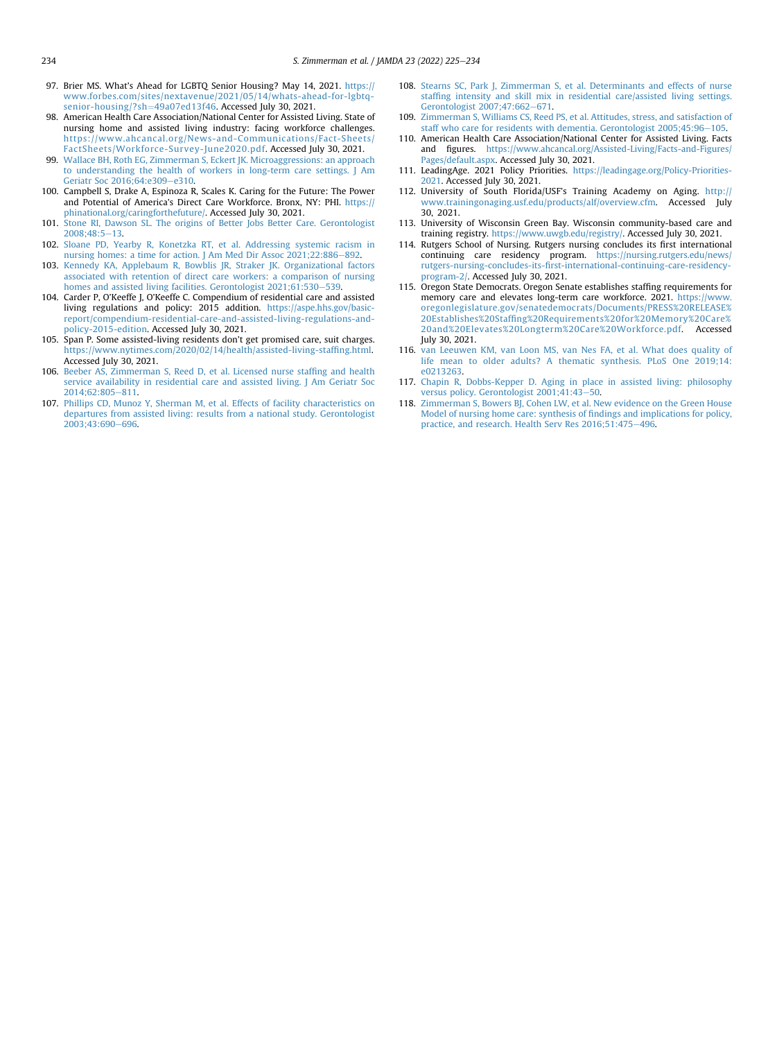97. Brier MS. What's Ahead for LGBTQ Senior Housing? May 14, 2021. https://www.forbes.com/sites/nextavenue/2021/05/14/whats-ahead-for-lgbtq-senior-housing/?sh=49a07ed13f46. Accessed July 30, 2021.
98. American Health Care Association/National Center for Assisted Living. State of nursing home and assisted living industry: facing workforce challenges. https://www.ahcancal.org/News-and-Communications/Fact-Sheets/FactSheets/Workforce-Survey-June2020.pdf. Accessed July 30, 2021.
99. Wallace BH, Roth EG, Zimmerman S, Eckert JK. Microaggressions: an approach to understanding the health of workers in long-term care settings. J Am Geriatr Soc 2016;64:e309–e310.
100. Campbell S, Drake A, Espinoza R, Scales K. Caring for the Future: The Power and Potential of America's Direct Care Workforce. Bronx, NY: PHI. https://phinational.org/caringforthefuture/. Accessed July 30, 2021.
101. Stone RI, Dawson SL. The origins of Better Jobs Better Care. Gerontologist 2008;48:5–13.
102. Sloane PD, Yearby R, Konetzka RT, et al. Addressing systemic racism in nursing homes: a time for action. J Am Med Dir Assoc 2021;22:886–892.
103. Kennedy KA, Applebaum R, Bowblis JR, Straker JK. Organizational factors associated with retention of direct care workers: a comparison of nursing homes and assisted living facilities. Gerontologist 2021;61:530–539.
104. Carder P, O'Keeffe J, O'Keeffe C. Compendium of residential care and assisted living regulations and policy: 2015 addition. https://aspe.hhs.gov/basic-report/compendium-residential-care-and-assisted-living-regulations-and-policy-2015-edition. Accessed July 30, 2021.
105. Span P. Some assisted-living residents don't get promised care, suit charges. https://www.nytimes.com/2020/02/14/health/assisted-living-staffing.html. Accessed July 30, 2021.
106. Beeber AS, Zimmerman S, Reed D, et al. Licensed nurse staffing and health service availability in residential care and assisted living. J Am Geriatr Soc 2014;62:805–811.
107. Phillips CD, Munoz Y, Sherman M, et al. Effects of facility characteristics on departures from assisted living: results from a national study. Gerontologist 2003;43:690–696.
108. Stearns SC, Park J, Zimmerman S, et al. Determinants and effects of nurse staffing intensity and skill mix in residential care/assisted living settings. Gerontologist 2007;47:662–671.
109. Zimmerman S, Williams CS, Reed PS, et al. Attitudes, stress, and satisfaction of staff who care for residents with dementia. Gerontologist 2005;45:96–105.
110. American Health Care Association/National Center for Assisted Living. Facts and figures. https://www.ahcancal.org/Assisted-Living/Facts-and-Figures/Pages/default.aspx. Accessed July 30, 2021.
111. LeadingAge. 2021 Policy Priorities. https://leadingage.org/Policy-Priorities-2021. Accessed July 30, 2021.
112. University of South Florida/USF's Training Academy on Aging. http://www.trainingonaging.usf.edu/products/alf/overview.cfm. Accessed July 30, 2021.
113. University of Wisconsin Green Bay. Wisconsin community-based care and training registry. https://www.uwgb.edu/registry/. Accessed July 30, 2021.
114. Rutgers School of Nursing. Rutgers nursing concludes its first international continuing care residency program. https://nursing.rutgers.edu/news/rutgers-nursing-concludes-its-first-international-continuing-care-residency-program-2/. Accessed July 30, 2021.
115. Oregon State Democrats. Oregon Senate establishes staffing requirements for memory care and elevates long-term care workforce. 2021. https://www.oregonlegislature.gov/senatedemocrats/Documents/PRESS%20RELEASE%20Establishes%20Staffing%20Requirements%20for%20Memory%20Care%20and%20Elevates%20Longterm%20Care%20Workforce.pdf. Accessed July 30, 2021.
116. van Leeuwen KM, van Loon MS, van Nes FA, et al. What does quality of life mean to older adults? A thematic synthesis. PLoS One 2019;14:e0213263.
117. Chapin R, Dobbs-Kepper D. Aging in place in assisted living: philosophy versus policy. Gerontologist 2001;41:43–50.
118. Zimmerman S, Bowers BJ, Cohen LW, et al. New evidence on the Green House Model of nursing home care: synthesis of findings and implications for policy, practice, and research. Health Serv Res 2016;51:475–496.